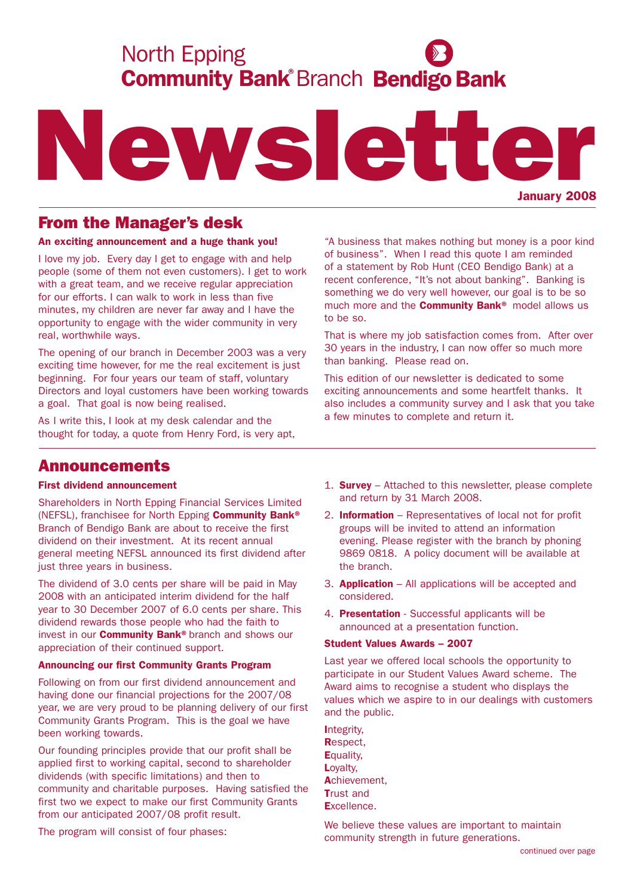North Epping
**Community Bank® Branch** Bendigo Bank

# Newsletter

**January 2008**

## From the Manager's desk

**An exciting announcement and a huge thank you!**

I love my job. Every day I get to engage with and help people (some of them not even customers). I get to work with a great team, and we receive regular appreciation for our efforts. I can walk to work in less than five minutes, my children are never far away and I have the opportunity to engage with the wider community in very real, worthwhile ways.

The opening of our branch in December 2003 was a very exciting time however, for me the real excitement is just beginning. For four years our team of staff, voluntary Directors and loyal customers have been working towards a goal. That goal is now being realised.

As I write this, I look at my desk calendar and the thought for today, a quote from Henry Ford, is very apt, "A business that makes nothing but money is a poor kind of business". When I read this quote I am reminded of a statement by Rob Hunt (CEO Bendigo Bank) at a recent conference, "It's not about banking". Banking is something we do very well however, our goal is to be so much more and the **Community Bank®** model allows us to be so.

That is where my job satisfaction comes from. After over 30 years in the industry, I can now offer so much more than banking. Please read on.

This edition of our newsletter is dedicated to some exciting announcements and some heartfelt thanks. It also includes a community survey and I ask that you take a few minutes to complete and return it.

## Announcements

**First dividend announcement**

Shareholders in North Epping Financial Services Limited (NEFSL), franchisee for North Epping **Community Bank®** Branch of Bendigo Bank are about to receive the first dividend on their investment. At its recent annual general meeting NEFSL announced its first dividend after just three years in business.

The dividend of 3.0 cents per share will be paid in May 2008 with an anticipated interim dividend for the half year to 30 December 2007 of 6.0 cents per share. This dividend rewards those people who had the faith to invest in our **Community Bank®** branch and shows our appreciation of their continued support.

**Announcing our first Community Grants Program**

Following on from our first dividend announcement and having done our financial projections for the 2007/08 year, we are very proud to be planning delivery of our first Community Grants Program. This is the goal we have been working towards.

Our founding principles provide that our profit shall be applied first to working capital, second to shareholder dividends (with specific limitations) and then to community and charitable purposes. Having satisfied the first two we expect to make our first Community Grants from our anticipated 2007/08 profit result.

The program will consist of four phases:

1. **Survey** – Attached to this newsletter, please complete and return by 31 March 2008.
2. **Information** – Representatives of local not for profit groups will be invited to attend an information evening. Please register with the branch by phoning 9869 0818. A policy document will be available at the branch.
3. **Application** – All applications will be accepted and considered.
4. **Presentation** - Successful applicants will be announced at a presentation function.

**Student Values Awards – 2007**

Last year we offered local schools the opportunity to participate in our Student Values Award scheme. The Award aims to recognise a student who displays the values which we aspire to in our dealings with customers and the public.

**I**ntegrity,
**R**espect,
**E**quality,
**L**oyalty,
**A**chievement,
**T**rust and
**E**xcellence.

We believe these values are important to maintain community strength in future generations.

continued over page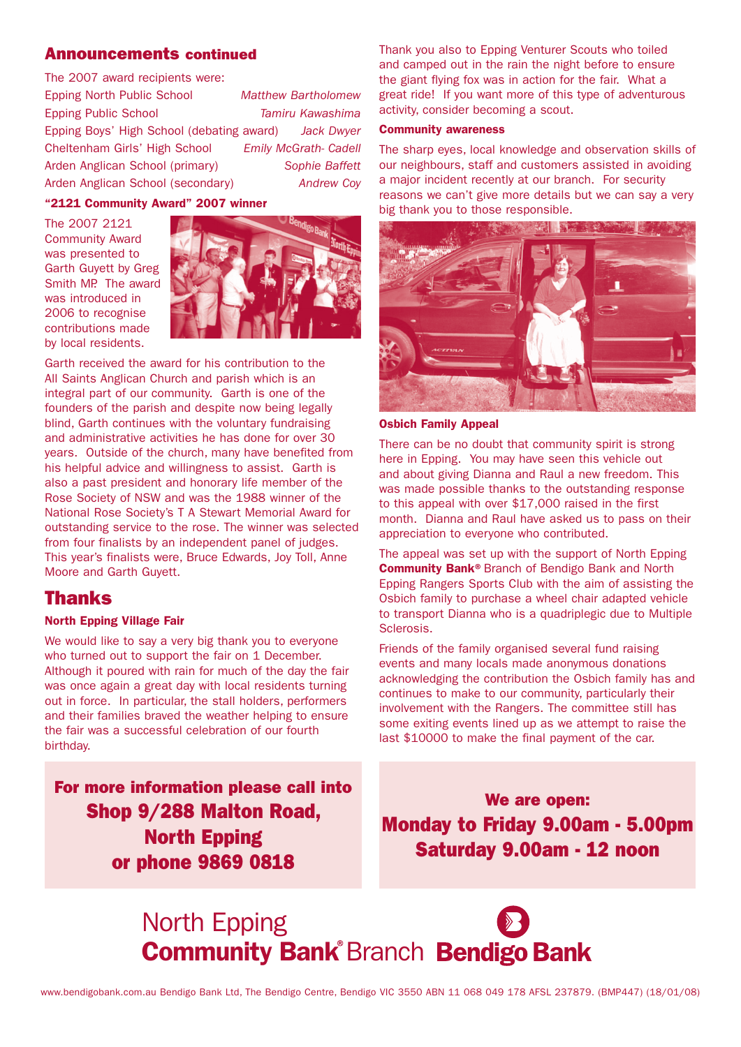## Announcements continued

The 2007 award recipients were:

| | |
|---|---|
| Epping North Public School | *Matthew Bartholomew* |
| Epping Public School | *Tamiru Kawashima* |
| Epping Boys' High School (debating award) | *Jack Dwyer* |
| Cheltenham Girls' High School | *Emily McGrath- Cadell* |
| Arden Anglican School (primary) | *Sophie Baffett* |
| Arden Anglican School (secondary) | *Andrew Coy* |

### "2121 Community Award" 2007 winner

The 2007 2121 Community Award was presented to Garth Guyett by Greg Smith MP. The award was introduced in 2006 to recognise contributions made by local residents.

Garth received the award for his contribution to the All Saints Anglican Church and parish which is an integral part of our community. Garth is one of the founders of the parish and despite now being legally blind, Garth continues with the voluntary fundraising and administrative activities he has done for over 30 years. Outside of the church, many have benefited from his helpful advice and willingness to assist. Garth is also a past president and honorary life member of the Rose Society of NSW and was the 1988 winner of the National Rose Society's T A Stewart Memorial Award for outstanding service to the rose. The winner was selected from four finalists by an independent panel of judges. This year's finalists were, Bruce Edwards, Joy Toll, Anne Moore and Garth Guyett.

## Thanks

### North Epping Village Fair

We would like to say a very big thank you to everyone who turned out to support the fair on 1 December. Although it poured with rain for much of the day the fair was once again a great day with local residents turning out in force. In particular, the stall holders, performers and their families braved the weather helping to ensure the fair was a successful celebration of our fourth birthday.

Thank you also to Epping Venturer Scouts who toiled and camped out in the rain the night before to ensure the giant flying fox was in action for the fair. What a great ride! If you want more of this type of adventurous activity, consider becoming a scout.

### Community awareness

The sharp eyes, local knowledge and observation skills of our neighbours, staff and customers assisted in avoiding a major incident recently at our branch. For security reasons we can't give more details but we can say a very big thank you to those responsible.

### Osbich Family Appeal

There can be no doubt that community spirit is strong here in Epping. You may have seen this vehicle out and about giving Dianna and Raul a new freedom. This was made possible thanks to the outstanding response to this appeal with over $17,000 raised in the first month. Dianna and Raul have asked us to pass on their appreciation to everyone who contributed.

The appeal was set up with the support of North Epping **Community Bank®** Branch of Bendigo Bank and North Epping Rangers Sports Club with the aim of assisting the Osbich family to purchase a wheel chair adapted vehicle to transport Dianna who is a quadriplegic due to Multiple Sclerosis.

Friends of the family organised several fund raising events and many locals made anonymous donations acknowledging the contribution the Osbich family has and continues to make to our community, particularly their involvement with the Rangers. The committee still has some exiting events lined up as we attempt to raise the last $10000 to make the final payment of the car.

**For more information please call into Shop 9/288 Malton Road, North Epping or phone 9869 0818**

**We are open:**
**Monday to Friday 9.00am - 5.00pm**
**Saturday 9.00am - 12 noon**

North Epping **Community Bank®** Branch **Bendigo Bank**

www.bendigobank.com.au Bendigo Bank Ltd, The Bendigo Centre, Bendigo VIC 3550 ABN 11 068 049 178 AFSL 237879. (BMP447) (18/01/08)